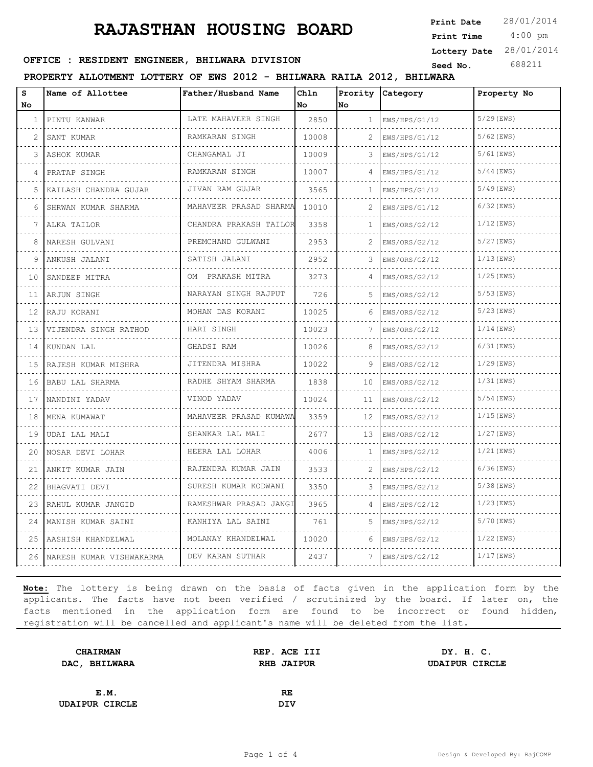# RAJASTHAN HOUSING BOARD

**Print Date** 28/01/2014
**Print Time** 4:00 pm
**Lottery Date** 28/01/2014
**Seed No.** 688211

**OFFICE : RESIDENT ENGINEER, BHILWARA DIVISION**

**PROPERTY ALLOTMENT LOTTERY OF EWS 2012 - BHILWARA RAILA 2012, BHILWARA**

| S No | Name of Allottee | Father/Husband Name | Chln No | Prority No | Category | Property No |
|---|---|---|---|---|---|---|
| 1 | PINTU KANWAR | LATE MAHAVEER SINGH | 2850 | 1 | EWS/HPS/G1/12 | 5/29(EWS) |
| 2 | SANT KUMAR | RAMKARAN SINGH | 10008 | 2 | EWS/HPS/G1/12 | 5/62(EWS) |
| 3 | ASHOK KUMAR | CHANGAMAL JI | 10009 | 3 | EWS/HPS/G1/12 | 5/61(EWS) |
| 4 | PRATAP SINGH | RAMKARAN SINGH | 10007 | 4 | EWS/HPS/G1/12 | 5/44(EWS) |
| 5 | KAILASH CHANDRA GUJAR | JIVAN RAM GUJAR | 3565 | 1 | EWS/HPS/G1/12 | 5/49(EWS) |
| 6 | SHRWAN KUMAR SHARMA | MAHAVEER PRASAD SHARMA | 10010 | 2 | EWS/HPS/G1/12 | 6/32(EWS) |
| 7 | ALKA TAILOR | CHANDRA PRAKASH TAILOR | 3358 | 1 | EWS/ORS/G2/12 | 1/12(EWS) |
| 8 | NARESH GULVANI | PREMCHAND GULWANI | 2953 | 2 | EWS/ORS/G2/12 | 5/27(EWS) |
| 9 | ANKUSH JALANI | SATISH JALANI | 2952 | 3 | EWS/ORS/G2/12 | 1/13(EWS) |
| 10 | SANDEEP MITRA | OM PRAKASH MITRA | 3273 | 4 | EWS/ORS/G2/12 | 1/25(EWS) |
| 11 | ARJUN SINGH | NARAYAN SINGH RAJPUT | 726 | 5 | EWS/ORS/G2/12 | 5/53(EWS) |
| 12 | RAJU KORANI | MOHAN DAS KORANI | 10025 | 6 | EWS/ORS/G2/12 | 5/23(EWS) |
| 13 | VIJENDRA SINGH RATHOD | HARI SINGH | 10023 | 7 | EWS/ORS/G2/12 | 1/14(EWS) |
| 14 | KUNDAN LAL | GHADSI RAM | 10026 | 8 | EWS/ORS/G2/12 | 6/31(EWS) |
| 15 | RAJESH KUMAR MISHRA | JITENDRA MISHRA | 10022 | 9 | EWS/ORS/G2/12 | 1/29(EWS) |
| 16 | BABU LAL SHARMA | RADHE SHYAM SHARMA | 1838 | 10 | EWS/ORS/G2/12 | 1/31(EWS) |
| 17 | NANDINI YADAV | VINOD YADAV | 10024 | 11 | EWS/ORS/G2/12 | 5/54(EWS) |
| 18 | MENA KUMAWAT | MAHAVEER PRASAD KUMAWA | 3359 | 12 | EWS/ORS/G2/12 | 1/15(EWS) |
| 19 | UDAI LAL MALI | SHANKAR LAL MALI | 2677 | 13 | EWS/ORS/G2/12 | 1/27(EWS) |
| 20 | NOSAR DEVI LOHAR | HEERA LAL LOHAR | 4006 | 1 | EWS/HPS/G2/12 | 1/21(EWS) |
| 21 | ANKIT KUMAR JAIN | RAJENDRA KUMAR JAIN | 3533 | 2 | EWS/HPS/G2/12 | 6/36(EWS) |
| 22 | BHAGVATI DEVI | SURESH KUMAR KODWANI | 3350 | 3 | EWS/HPS/G2/12 | 5/38(EWS) |
| 23 | RAHUL KUMAR JANGID | RAMESHWAR PRASAD JANGI | 3965 | 4 | EWS/HPS/G2/12 | 1/23(EWS) |
| 24 | MANISH KUMAR SAINI | KANHIYA LAL SAINI | 761 | 5 | EWS/HPS/G2/12 | 5/70(EWS) |
| 25 | AASHISH KHANDELWAL | MOLANAY KHANDELWAL | 10020 | 6 | EWS/HPS/G2/12 | 1/22(EWS) |
| 26 | NARESH KUMAR VISHWAKARMA | DEV KARAN SUTHAR | 2437 | 7 | EWS/HPS/G2/12 | 1/17(EWS) |

**Note:** The lottery is being drawn on the basis of facts given in the application form by the applicants. The facts have not been verified / scrutinized by the board. If later on, the facts mentioned in the application form are found to be incorrect or found hidden, registration will be cancelled and applicant's name will be deleted from the list.

**CHAIRMAN**
**DAC, BHILWARA**

**REP. ACE III**
**RHB JAIPUR**

**DY. H. C.**
**UDAIPUR CIRCLE**

**E.M.**
**UDAIPUR CIRCLE**

**RE**
**DIV**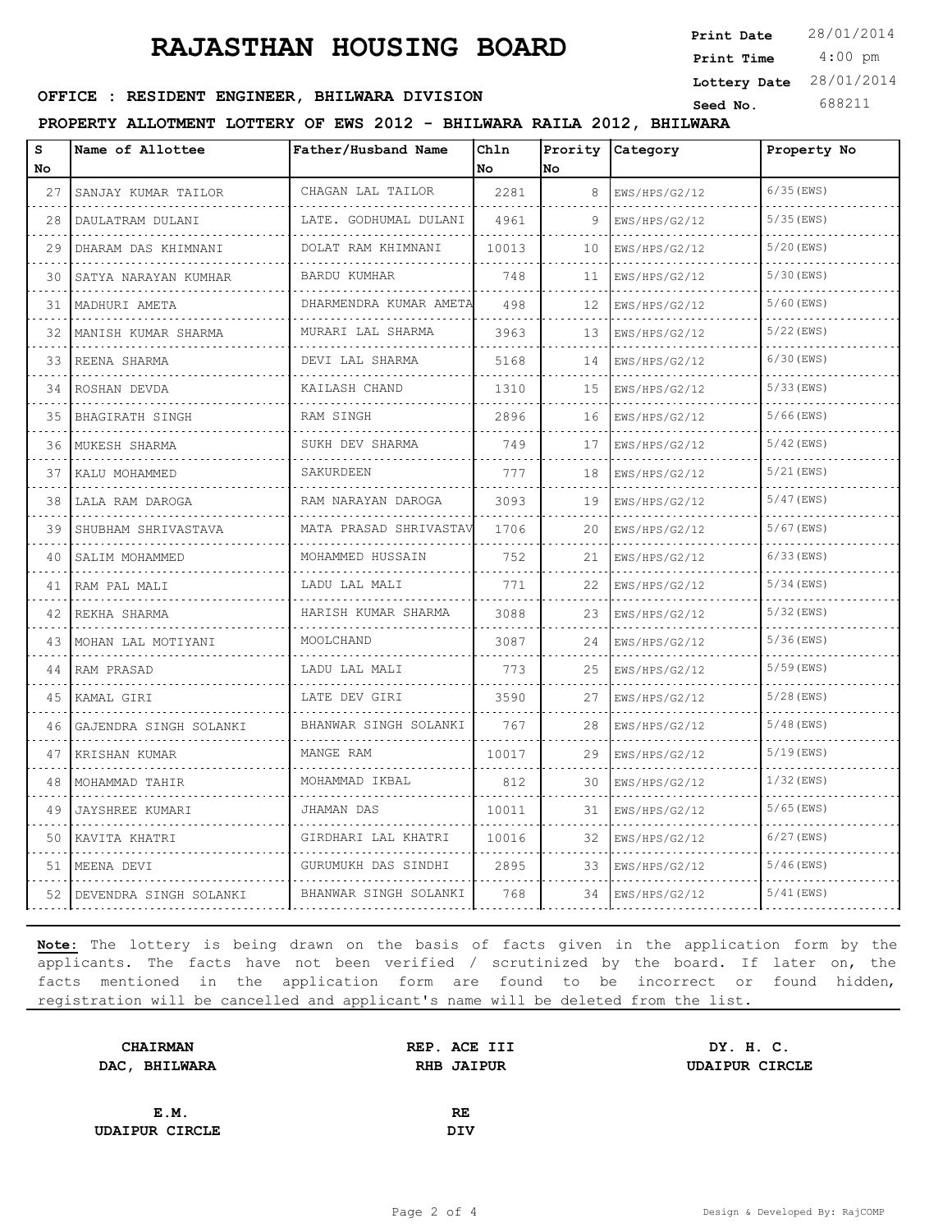# RAJASTHAN HOUSING BOARD

**Print Date** 28/01/2014
**Print Time** 4:00 pm
**Lottery Date** 28/01/2014
**Seed No.** 688211

**OFFICE : RESIDENT ENGINEER, BHILWARA DIVISION**

**PROPERTY ALLOTMENT LOTTERY OF EWS 2012 - BHILWARA RAILA 2012, BHILWARA**

| S No | Name of Allottee | Father/Husband Name | Chln No | Prority No | Category | Property No |
|---|---|---|---|---|---|---|
| 27 | SANJAY KUMAR TAILOR | CHAGAN LAL TAILOR | 2281 | 8 | EWS/HPS/G2/12 | 6/35(EWS) |
| 28 | DAULATRAM DULANI | LATE. GODHUMAL DULANI | 4961 | 9 | EWS/HPS/G2/12 | 5/35(EWS) |
| 29 | DHARAM DAS KHIMNANI | DOLAT RAM KHIMNANI | 10013 | 10 | EWS/HPS/G2/12 | 5/20(EWS) |
| 30 | SATYA NARAYAN KUMHAR | BARDU KUMHAR | 748 | 11 | EWS/HPS/G2/12 | 5/30(EWS) |
| 31 | MADHURI AMETA | DHARMENDRA KUMAR AMETA | 498 | 12 | EWS/HPS/G2/12 | 5/60(EWS) |
| 32 | MANISH KUMAR SHARMA | MURARI LAL SHARMA | 3963 | 13 | EWS/HPS/G2/12 | 5/22(EWS) |
| 33 | REENA SHARMA | DEVI LAL SHARMA | 5168 | 14 | EWS/HPS/G2/12 | 6/30(EWS) |
| 34 | ROSHAN DEVDA | KAILASH CHAND | 1310 | 15 | EWS/HPS/G2/12 | 5/33(EWS) |
| 35 | BHAGIRATH SINGH | RAM SINGH | 2896 | 16 | EWS/HPS/G2/12 | 5/66(EWS) |
| 36 | MUKESH SHARMA | SUKH DEV SHARMA | 749 | 17 | EWS/HPS/G2/12 | 5/42(EWS) |
| 37 | KALU MOHAMMED | SAKURDEEN | 777 | 18 | EWS/HPS/G2/12 | 5/21(EWS) |
| 38 | LALA RAM DAROGA | RAM NARAYAN DAROGA | 3093 | 19 | EWS/HPS/G2/12 | 5/47(EWS) |
| 39 | SHUBHAM SHRIVASTAVA | MATA PRASAD SHRIVASTAV | 1706 | 20 | EWS/HPS/G2/12 | 5/67(EWS) |
| 40 | SALIM MOHAMMED | MOHAMMED HUSSAIN | 752 | 21 | EWS/HPS/G2/12 | 6/33(EWS) |
| 41 | RAM PAL MALI | LADU LAL MALI | 771 | 22 | EWS/HPS/G2/12 | 5/34(EWS) |
| 42 | REKHA SHARMA | HARISH KUMAR SHARMA | 3088 | 23 | EWS/HPS/G2/12 | 5/32(EWS) |
| 43 | MOHAN LAL MOTIYANI | MOOLCHAND | 3087 | 24 | EWS/HPS/G2/12 | 5/36(EWS) |
| 44 | RAM PRASAD | LADU LAL MALI | 773 | 25 | EWS/HPS/G2/12 | 5/59(EWS) |
| 45 | KAMAL GIRI | LATE DEV GIRI | 3590 | 27 | EWS/HPS/G2/12 | 5/28(EWS) |
| 46 | GAJENDRA SINGH SOLANKI | BHANWAR SINGH SOLANKI | 767 | 28 | EWS/HPS/G2/12 | 5/48(EWS) |
| 47 | KRISHAN KUMAR | MANGE RAM | 10017 | 29 | EWS/HPS/G2/12 | 5/19(EWS) |
| 48 | MOHAMMAD TAHIR | MOHAMMAD IKBAL | 812 | 30 | EWS/HPS/G2/12 | 1/32(EWS) |
| 49 | JAYSHREE KUMARI | JHAMAN DAS | 10011 | 31 | EWS/HPS/G2/12 | 5/65(EWS) |
| 50 | KAVITA KHATRI | GIRDHARI LAL KHATRI | 10016 | 32 | EWS/HPS/G2/12 | 6/27(EWS) |
| 51 | MEENA DEVI | GURUMUKH DAS SINDHI | 2895 | 33 | EWS/HPS/G2/12 | 5/46(EWS) |
| 52 | DEVENDRA SINGH SOLANKI | BHANWAR SINGH SOLANKI | 768 | 34 | EWS/HPS/G2/12 | 5/41(EWS) |

**Note:** The lottery is being drawn on the basis of facts given in the application form by the applicants. The facts have not been verified / scrutinized by the board. If later on, the facts mentioned in the application form are found to be incorrect or found hidden, registration will be cancelled and applicant's name will be deleted from the list.

**CHAIRMAN**
**DAC, BHILWARA**

**REP. ACE III**
**RHB JAIPUR**

**DY. H. C.**
**UDAIPUR CIRCLE**

**E.M.**
**UDAIPUR CIRCLE**

**RE**
**DIV**

Design & Developed By: RajCOMP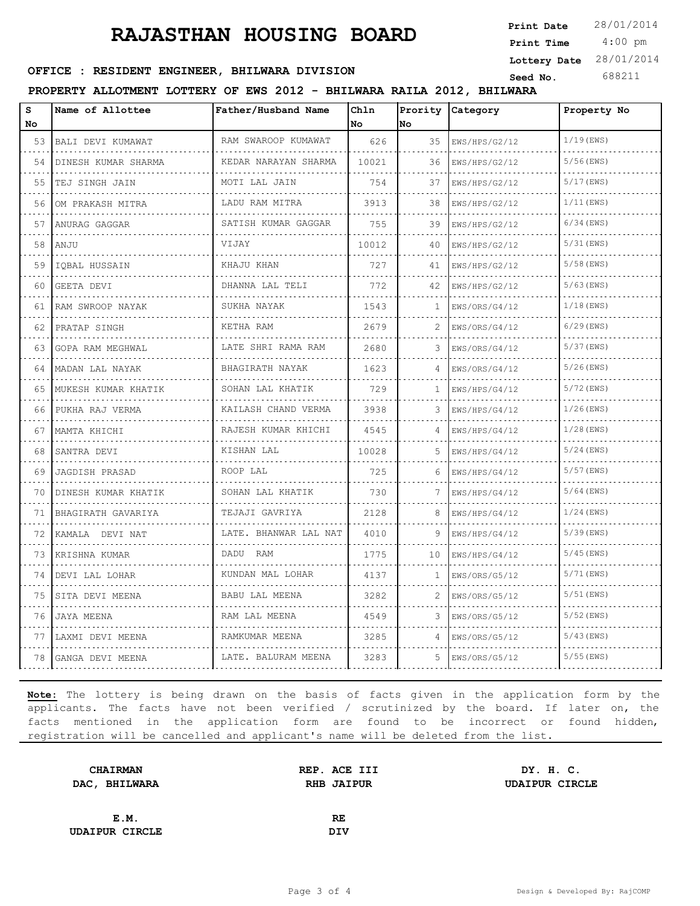# RAJASTHAN HOUSING BOARD

**Print Date** 28/01/2014
**Print Time** 4:00 pm
**Lottery Date** 28/01/2014
**Seed No.** 688211

**OFFICE : RESIDENT ENGINEER, BHILWARA DIVISION**

**PROPERTY ALLOTMENT LOTTERY OF EWS 2012 - BHILWARA RAILA 2012, BHILWARA**

| S No | Name of Allottee | Father/Husband Name | Chln No | Prority No | Category | Property No |
|---|---|---|---|---|---|---|
| 53 | BALI DEVI KUMAWAT | RAM SWAROOP KUMAWAT | 626 | 35 | EWS/HPS/G2/12 | 1/19(EWS) |
| 54 | DINESH KUMAR SHARMA | KEDAR NARAYAN SHARMA | 10021 | 36 | EWS/HPS/G2/12 | 5/56(EWS) |
| 55 | TEJ SINGH JAIN | MOTI LAL JAIN | 754 | 37 | EWS/HPS/G2/12 | 5/17(EWS) |
| 56 | OM PRAKASH MITRA | LADU RAM MITRA | 3913 | 38 | EWS/HPS/G2/12 | 1/11(EWS) |
| 57 | ANURAG GAGGAR | SATISH KUMAR GAGGAR | 755 | 39 | EWS/HPS/G2/12 | 6/34(EWS) |
| 58 | ANJU | VIJAY | 10012 | 40 | EWS/HPS/G2/12 | 5/31(EWS) |
| 59 | IQBAL HUSSAIN | KHAJU KHAN | 727 | 41 | EWS/HPS/G2/12 | 5/58(EWS) |
| 60 | GEETA DEVI | DHANNA LAL TELI | 772 | 42 | EWS/HPS/G2/12 | 5/63(EWS) |
| 61 | RAM SWROOP NAYAK | SUKHA NAYAK | 1543 | 1 | EWS/ORS/G4/12 | 1/18(EWS) |
| 62 | PRATAP SINGH | KETHA RAM | 2679 | 2 | EWS/ORS/G4/12 | 6/29(EWS) |
| 63 | GOPA RAM MEGHWAL | LATE SHRI RAMA RAM | 2680 | 3 | EWS/ORS/G4/12 | 5/37(EWS) |
| 64 | MADAN LAL NAYAK | BHAGIRATH NAYAK | 1623 | 4 | EWS/ORS/G4/12 | 5/26(EWS) |
| 65 | MUKESH KUMAR KHATIK | SOHAN LAL KHATIK | 729 | 1 | EWS/HPS/G4/12 | 5/72(EWS) |
| 66 | PUKHA RAJ VERMA | KAILASH CHAND VERMA | 3938 | 3 | EWS/HPS/G4/12 | 1/26(EWS) |
| 67 | MAMTA KHICHI | RAJESH KUMAR KHICHI | 4545 | 4 | EWS/HPS/G4/12 | 1/28(EWS) |
| 68 | SANTRA DEVI | KISHAN LAL | 10028 | 5 | EWS/HPS/G4/12 | 5/24(EWS) |
| 69 | JAGDISH PRASAD | ROOP LAL | 725 | 6 | EWS/HPS/G4/12 | 5/57(EWS) |
| 70 | DINESH KUMAR KHATIK | SOHAN LAL KHATIK | 730 | 7 | EWS/HPS/G4/12 | 5/64(EWS) |
| 71 | BHAGIRATH GAVARIYA | TEJAJI GAVRIYA | 2128 | 8 | EWS/HPS/G4/12 | 1/24(EWS) |
| 72 | KAMALA DEVI NAT | LATE. BHANWAR LAL NAT | 4010 | 9 | EWS/HPS/G4/12 | 5/39(EWS) |
| 73 | KRISHNA KUMAR | DADU RAM | 1775 | 10 | EWS/HPS/G4/12 | 5/45(EWS) |
| 74 | DEVI LAL LOHAR | KUNDAN MAL LOHAR | 4137 | 1 | EWS/ORS/G5/12 | 5/71(EWS) |
| 75 | SITA DEVI MEENA | BABU LAL MEENA | 3282 | 2 | EWS/ORS/G5/12 | 5/51(EWS) |
| 76 | JAYA MEENA | RAM LAL MEENA | 4549 | 3 | EWS/ORS/G5/12 | 5/52(EWS) |
| 77 | LAXMI DEVI MEENA | RAMKUMAR MEENA | 3285 | 4 | EWS/ORS/G5/12 | 5/43(EWS) |
| 78 | GANGA DEVI MEENA | LATE. BALURAM MEENA | 3283 | 5 | EWS/ORS/G5/12 | 5/55(EWS) |

**Note:** The lottery is being drawn on the basis of facts given in the application form by the applicants. The facts have not been verified / scrutinized by the board. If later on, the facts mentioned in the application form are found to be incorrect or found hidden, registration will be cancelled and applicant's name will be deleted from the list.

**CHAIRMAN**
**DAC, BHILWARA**

**REP. ACE III**
**RHB JAIPUR**

**DY. H. C.**
**UDAIPUR CIRCLE**

**E.M.**
**UDAIPUR CIRCLE**

**RE**
**DIV**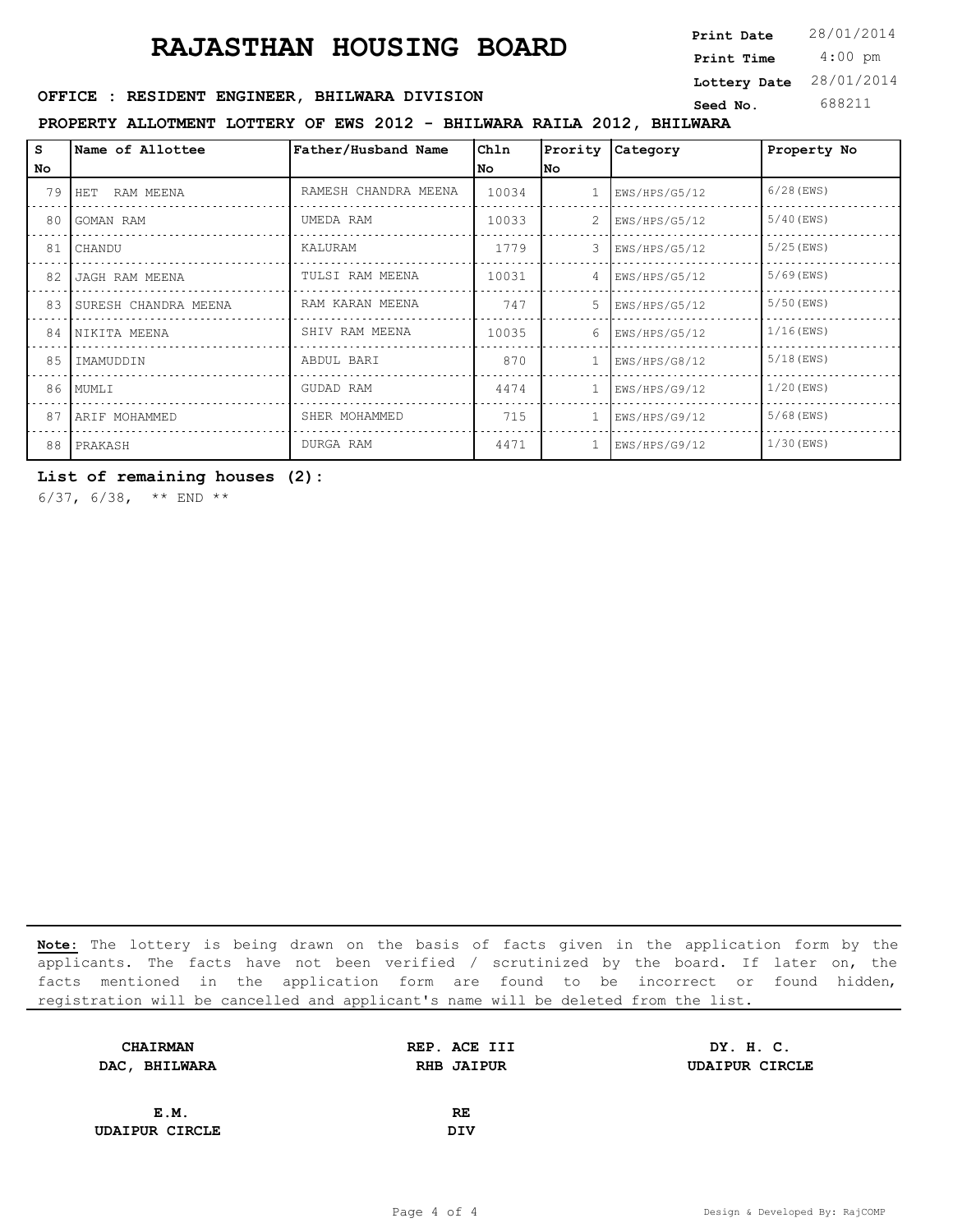# RAJASTHAN HOUSING BOARD

**Print Date** 28/01/2014
**Print Time** 4:00 pm
**Lottery Date** 28/01/2014
**Seed No.** 688211

**OFFICE : RESIDENT ENGINEER, BHILWARA DIVISION**

**PROPERTY ALLOTMENT LOTTERY OF EWS 2012 - BHILWARA RAILA 2012, BHILWARA**

| S No | Name of Allottee | Father/Husband Name | Chln No | Prority No | Category | Property No |
|---|---|---|---|---|---|---|
| 79 | HET RAM MEENA | RAMESH CHANDRA MEENA | 10034 | 1 | EWS/HPS/G5/12 | 6/28(EWS) |
| 80 | GOMAN RAM | UMEDA RAM | 10033 | 2 | EWS/HPS/G5/12 | 5/40(EWS) |
| 81 | CHANDU | KALURAM | 1779 | 3 | EWS/HPS/G5/12 | 5/25(EWS) |
| 82 | JAGH RAM MEENA | TULSI RAM MEENA | 10031 | 4 | EWS/HPS/G5/12 | 5/69(EWS) |
| 83 | SURESH CHANDRA MEENA | RAM KARAN MEENA | 747 | 5 | EWS/HPS/G5/12 | 5/50(EWS) |
| 84 | NIKITA MEENA | SHIV RAM MEENA | 10035 | 6 | EWS/HPS/G5/12 | 1/16(EWS) |
| 85 | IMAMUDDIN | ABDUL BARI | 870 | 1 | EWS/HPS/G8/12 | 5/18(EWS) |
| 86 | MUMLI | GUDAD RAM | 4474 | 1 | EWS/HPS/G9/12 | 1/20(EWS) |
| 87 | ARIF MOHAMMED | SHER MOHAMMED | 715 | 1 | EWS/HPS/G9/12 | 5/68(EWS) |
| 88 | PRAKASH | DURGA RAM | 4471 | 1 | EWS/HPS/G9/12 | 1/30(EWS) |

**List of remaining houses (2):**

6/37, 6/38, ** END **

**Note:** The lottery is being drawn on the basis of facts given in the application form by the applicants. The facts have not been verified / scrutinized by the board. If later on, the facts mentioned in the application form are found to be incorrect or found hidden, registration will be cancelled and applicant's name will be deleted from the list.

**CHAIRMAN**
**DAC, BHILWARA**

**REP. ACE III**
**RHB JAIPUR**

**DY. H. C.**
**UDAIPUR CIRCLE**

**E.M.**
**UDAIPUR CIRCLE**

**RE**
**DIV**

Design & Developed By: RajCOMP